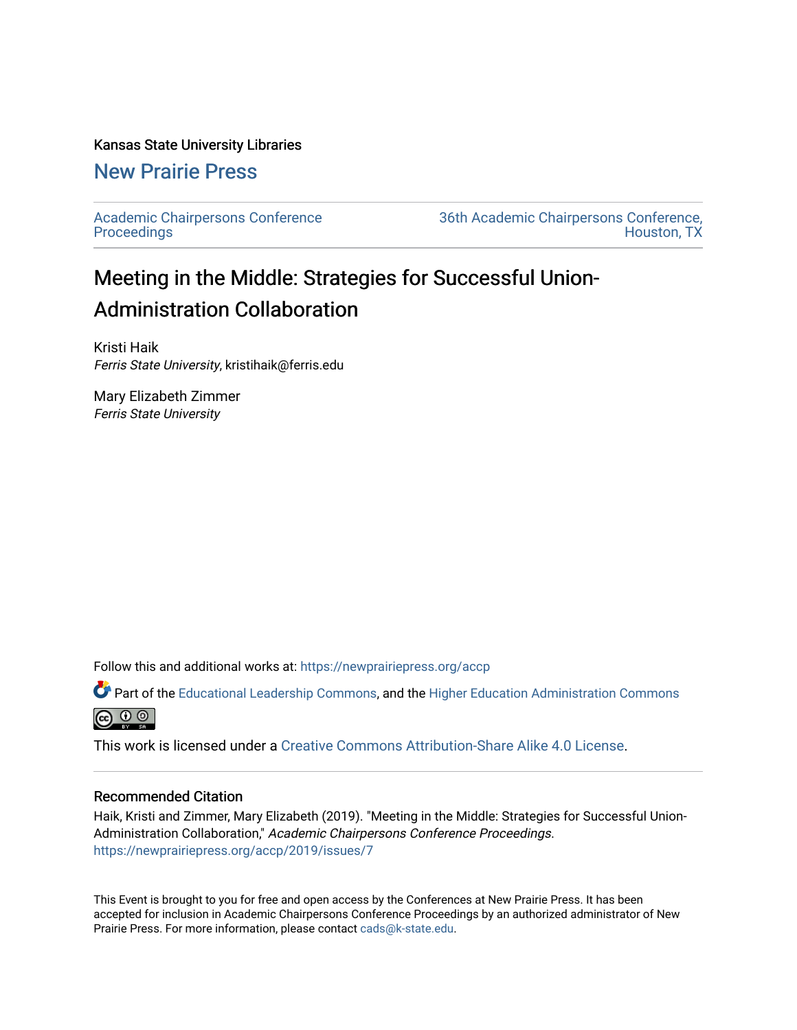Kansas State University Libraries

## New Prairie Press

Academic Chairpersons Conference Proceedings

36th Academic Chairpersons Conference, Houston, TX

# Meeting in the Middle: Strategies for Successful Union-Administration Collaboration

Kristi Haik
*Ferris State University*, kristihaik@ferris.edu

Mary Elizabeth Zimmer
*Ferris State University*

Follow this and additional works at: https://newprairiepress.org/accp

Part of the Educational Leadership Commons, and the Higher Education Administration Commons

This work is licensed under a Creative Commons Attribution-Share Alike 4.0 License.

### Recommended Citation

Haik, Kristi and Zimmer, Mary Elizabeth (2019). "Meeting in the Middle: Strategies for Successful Union-Administration Collaboration," *Academic Chairpersons Conference Proceedings*. https://newprairiepress.org/accp/2019/issues/7

This Event is brought to you for free and open access by the Conferences at New Prairie Press. It has been accepted for inclusion in Academic Chairpersons Conference Proceedings by an authorized administrator of New Prairie Press. For more information, please contact cads@k-state.edu.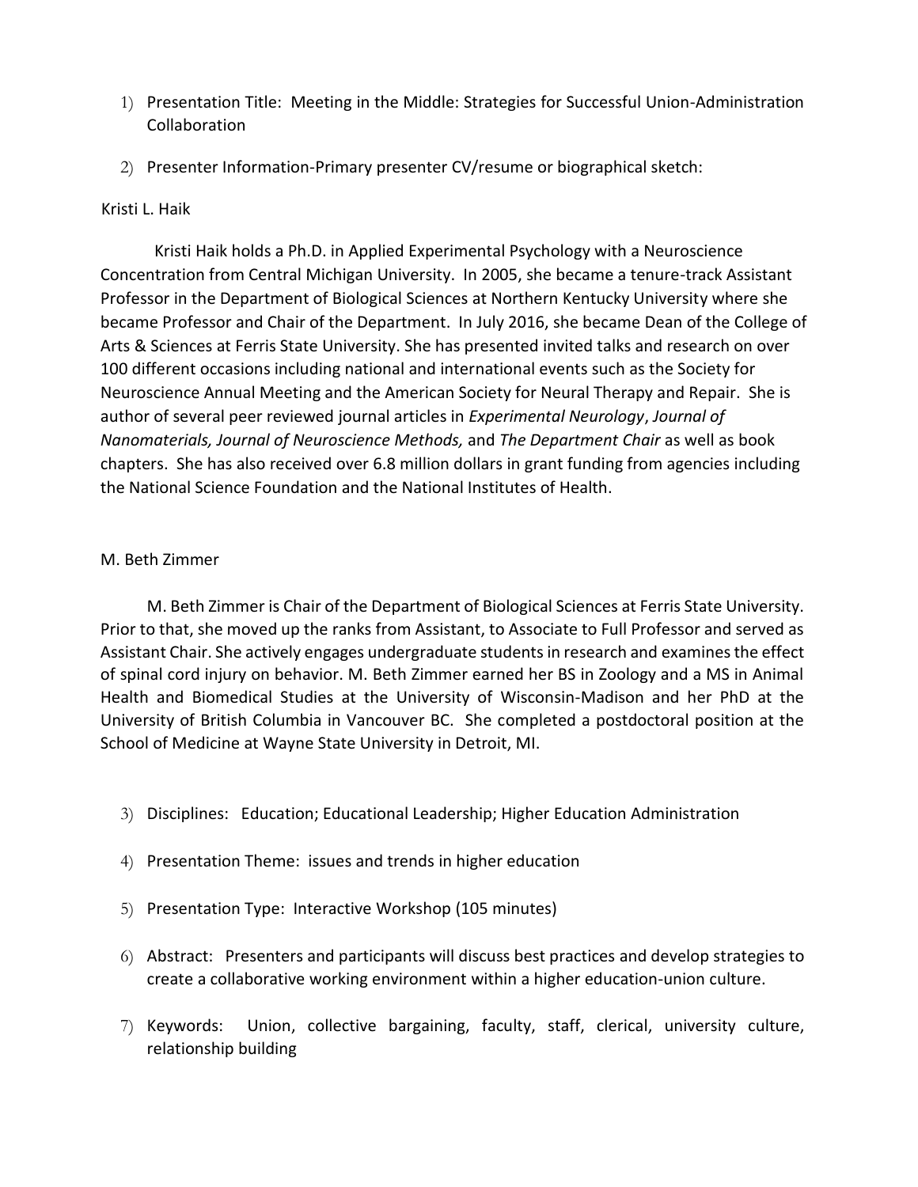1) Presentation Title: Meeting in the Middle: Strategies for Successful Union-Administration Collaboration

2) Presenter Information-Primary presenter CV/resume or biographical sketch:

Kristi L. Haik

Kristi Haik holds a Ph.D. in Applied Experimental Psychology with a Neuroscience Concentration from Central Michigan University. In 2005, she became a tenure-track Assistant Professor in the Department of Biological Sciences at Northern Kentucky University where she became Professor and Chair of the Department. In July 2016, she became Dean of the College of Arts & Sciences at Ferris State University. She has presented invited talks and research on over 100 different occasions including national and international events such as the Society for Neuroscience Annual Meeting and the American Society for Neural Therapy and Repair. She is author of several peer reviewed journal articles in *Experimental Neurology*, *Journal of Nanomaterials, Journal of Neuroscience Methods,* and *The Department Chair* as well as book chapters. She has also received over 6.8 million dollars in grant funding from agencies including the National Science Foundation and the National Institutes of Health.

M. Beth Zimmer

M. Beth Zimmer is Chair of the Department of Biological Sciences at Ferris State University. Prior to that, she moved up the ranks from Assistant, to Associate to Full Professor and served as Assistant Chair. She actively engages undergraduate students in research and examines the effect of spinal cord injury on behavior. M. Beth Zimmer earned her BS in Zoology and a MS in Animal Health and Biomedical Studies at the University of Wisconsin-Madison and her PhD at the University of British Columbia in Vancouver BC. She completed a postdoctoral position at the School of Medicine at Wayne State University in Detroit, MI.

3) Disciplines: Education; Educational Leadership; Higher Education Administration

4) Presentation Theme: issues and trends in higher education

5) Presentation Type: Interactive Workshop (105 minutes)

6) Abstract: Presenters and participants will discuss best practices and develop strategies to create a collaborative working environment within a higher education-union culture.

7) Keywords: Union, collective bargaining, faculty, staff, clerical, university culture, relationship building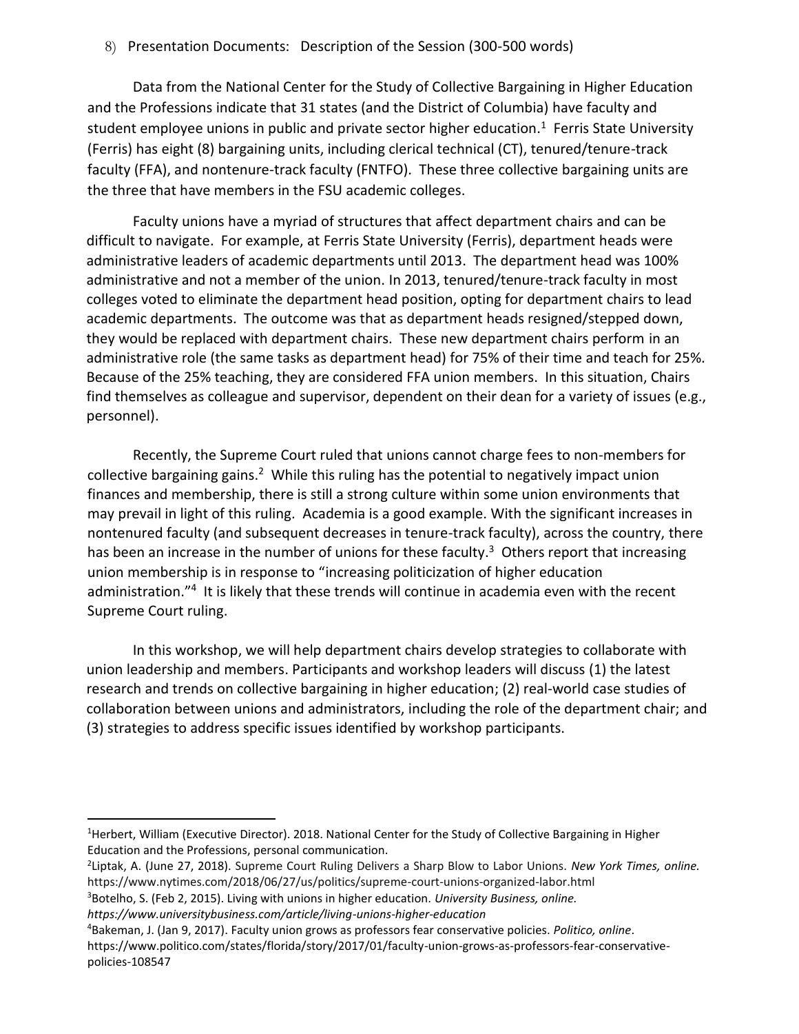8) Presentation Documents: Description of the Session (300-500 words)

Data from the National Center for the Study of Collective Bargaining in Higher Education and the Professions indicate that 31 states (and the District of Columbia) have faculty and student employee unions in public and private sector higher education.[1] Ferris State University (Ferris) has eight (8) bargaining units, including clerical technical (CT), tenured/tenure-track faculty (FFA), and nontenure-track faculty (FNTFO). These three collective bargaining units are the three that have members in the FSU academic colleges.

Faculty unions have a myriad of structures that affect department chairs and can be difficult to navigate. For example, at Ferris State University (Ferris), department heads were administrative leaders of academic departments until 2013. The department head was 100% administrative and not a member of the union. In 2013, tenured/tenure-track faculty in most colleges voted to eliminate the department head position, opting for department chairs to lead academic departments. The outcome was that as department heads resigned/stepped down, they would be replaced with department chairs. These new department chairs perform in an administrative role (the same tasks as department head) for 75% of their time and teach for 25%. Because of the 25% teaching, they are considered FFA union members. In this situation, Chairs find themselves as colleague and supervisor, dependent on their dean for a variety of issues (e.g., personnel).

Recently, the Supreme Court ruled that unions cannot charge fees to non-members for collective bargaining gains.[2] While this ruling has the potential to negatively impact union finances and membership, there is still a strong culture within some union environments that may prevail in light of this ruling. Academia is a good example. With the significant increases in nontenured faculty (and subsequent decreases in tenure-track faculty), across the country, there has been an increase in the number of unions for these faculty.[3] Others report that increasing union membership is in response to "increasing politicization of higher education administration."[4] It is likely that these trends will continue in academia even with the recent Supreme Court ruling.

In this workshop, we will help department chairs develop strategies to collaborate with union leadership and members. Participants and workshop leaders will discuss (1) the latest research and trends on collective bargaining in higher education; (2) real-world case studies of collaboration between unions and administrators, including the role of the department chair; and (3) strategies to address specific issues identified by workshop participants.

---

[1]Herbert, William (Executive Director). 2018. National Center for the Study of Collective Bargaining in Higher Education and the Professions, personal communication.

[2]Liptak, A. (June 27, 2018). Supreme Court Ruling Delivers a Sharp Blow to Labor Unions. *New York Times, online.* https://www.nytimes.com/2018/06/27/us/politics/supreme-court-unions-organized-labor.html

[3]Botelho, S. (Feb 2, 2015). Living with unions in higher education. *University Business, online. https://www.universitybusiness.com/article/living-unions-higher-education*

[4]Bakeman, J. (Jan 9, 2017). Faculty union grows as professors fear conservative policies. *Politico, online*. https://www.politico.com/states/florida/story/2017/01/faculty-union-grows-as-professors-fear-conservative-policies-108547